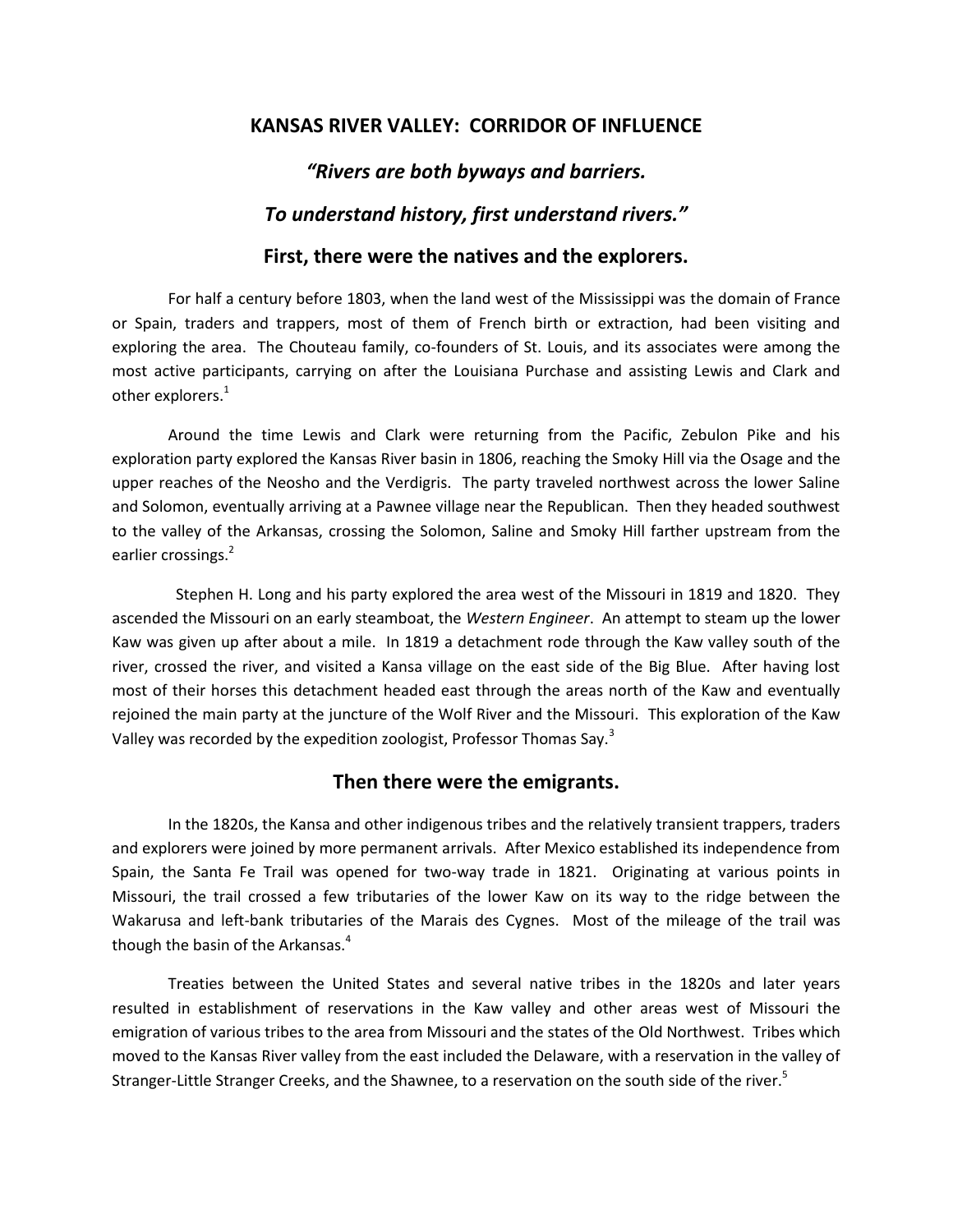# KANSAS RIVER VALLEY: CORRIDOR OF INFLUENCE

## *"Rivers are both byways and barriers.*

## *To understand history, first understand rivers."*

## First, there were the natives and the explorers.

For half a century before 1803, when the land west of the Mississippi was the domain of France or Spain, traders and trappers, most of them of French birth or extraction, had been visiting and exploring the area. The Chouteau family, co-founders of St. Louis, and its associates were among the most active participants, carrying on after the Louisiana Purchase and assisting Lewis and Clark and other explorers.[1]

Around the time Lewis and Clark were returning from the Pacific, Zebulon Pike and his exploration party explored the Kansas River basin in 1806, reaching the Smoky Hill via the Osage and the upper reaches of the Neosho and the Verdigris. The party traveled northwest across the lower Saline and Solomon, eventually arriving at a Pawnee village near the Republican. Then they headed southwest to the valley of the Arkansas, crossing the Solomon, Saline and Smoky Hill farther upstream from the earlier crossings.[2]

Stephen H. Long and his party explored the area west of the Missouri in 1819 and 1820. They ascended the Missouri on an early steamboat, the *Western Engineer*. An attempt to steam up the lower Kaw was given up after about a mile. In 1819 a detachment rode through the Kaw valley south of the river, crossed the river, and visited a Kansa village on the east side of the Big Blue. After having lost most of their horses this detachment headed east through the areas north of the Kaw and eventually rejoined the main party at the juncture of the Wolf River and the Missouri. This exploration of the Kaw Valley was recorded by the expedition zoologist, Professor Thomas Say.[3]

## Then there were the emigrants.

In the 1820s, the Kansa and other indigenous tribes and the relatively transient trappers, traders and explorers were joined by more permanent arrivals. After Mexico established its independence from Spain, the Santa Fe Trail was opened for two-way trade in 1821. Originating at various points in Missouri, the trail crossed a few tributaries of the lower Kaw on its way to the ridge between the Wakarusa and left-bank tributaries of the Marais des Cygnes. Most of the mileage of the trail was though the basin of the Arkansas.[4]

Treaties between the United States and several native tribes in the 1820s and later years resulted in establishment of reservations in the Kaw valley and other areas west of Missouri the emigration of various tribes to the area from Missouri and the states of the Old Northwest. Tribes which moved to the Kansas River valley from the east included the Delaware, with a reservation in the valley of Stranger-Little Stranger Creeks, and the Shawnee, to a reservation on the south side of the river.[5]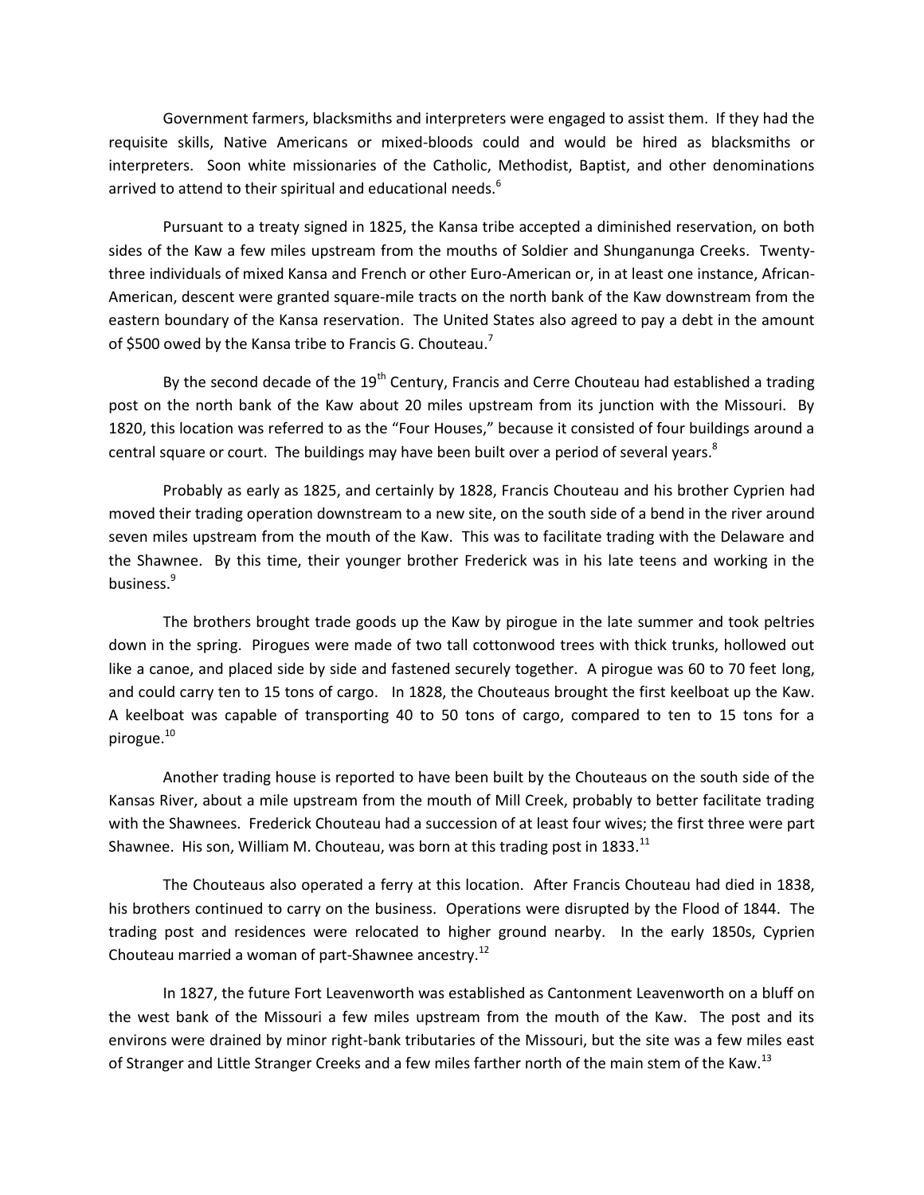Government farmers, blacksmiths and interpreters were engaged to assist them. If they had the requisite skills, Native Americans or mixed-bloods could and would be hired as blacksmiths or interpreters. Soon white missionaries of the Catholic, Methodist, Baptist, and other denominations arrived to attend to their spiritual and educational needs.[6]

Pursuant to a treaty signed in 1825, the Kansa tribe accepted a diminished reservation, on both sides of the Kaw a few miles upstream from the mouths of Soldier and Shunganunga Creeks. Twenty-three individuals of mixed Kansa and French or other Euro-American or, in at least one instance, African-American, descent were granted square-mile tracts on the north bank of the Kaw downstream from the eastern boundary of the Kansa reservation. The United States also agreed to pay a debt in the amount of $500 owed by the Kansa tribe to Francis G. Chouteau.[7]

By the second decade of the 19th Century, Francis and Cerre Chouteau had established a trading post on the north bank of the Kaw about 20 miles upstream from its junction with the Missouri. By 1820, this location was referred to as the "Four Houses," because it consisted of four buildings around a central square or court. The buildings may have been built over a period of several years.[8]

Probably as early as 1825, and certainly by 1828, Francis Chouteau and his brother Cyprien had moved their trading operation downstream to a new site, on the south side of a bend in the river around seven miles upstream from the mouth of the Kaw. This was to facilitate trading with the Delaware and the Shawnee. By this time, their younger brother Frederick was in his late teens and working in the business.[9]

The brothers brought trade goods up the Kaw by pirogue in the late summer and took peltries down in the spring. Pirogues were made of two tall cottonwood trees with thick trunks, hollowed out like a canoe, and placed side by side and fastened securely together. A pirogue was 60 to 70 feet long, and could carry ten to 15 tons of cargo. In 1828, the Chouteaus brought the first keelboat up the Kaw. A keelboat was capable of transporting 40 to 50 tons of cargo, compared to ten to 15 tons for a pirogue.[10]

Another trading house is reported to have been built by the Chouteaus on the south side of the Kansas River, about a mile upstream from the mouth of Mill Creek, probably to better facilitate trading with the Shawnees. Frederick Chouteau had a succession of at least four wives; the first three were part Shawnee. His son, William M. Chouteau, was born at this trading post in 1833.[11]

The Chouteaus also operated a ferry at this location. After Francis Chouteau had died in 1838, his brothers continued to carry on the business. Operations were disrupted by the Flood of 1844. The trading post and residences were relocated to higher ground nearby. In the early 1850s, Cyprien Chouteau married a woman of part-Shawnee ancestry.[12]

In 1827, the future Fort Leavenworth was established as Cantonment Leavenworth on a bluff on the west bank of the Missouri a few miles upstream from the mouth of the Kaw. The post and its environs were drained by minor right-bank tributaries of the Missouri, but the site was a few miles east of Stranger and Little Stranger Creeks and a few miles farther north of the main stem of the Kaw.[13]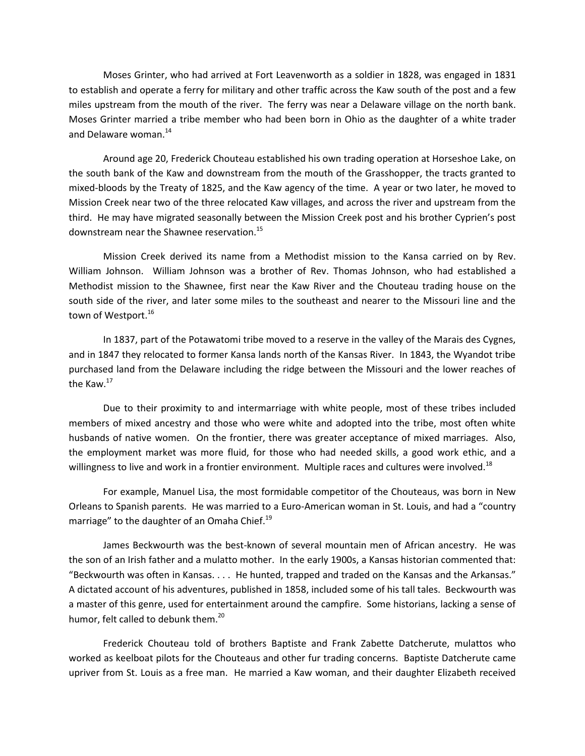Moses Grinter, who had arrived at Fort Leavenworth as a soldier in 1828, was engaged in 1831 to establish and operate a ferry for military and other traffic across the Kaw south of the post and a few miles upstream from the mouth of the river. The ferry was near a Delaware village on the north bank. Moses Grinter married a tribe member who had been born in Ohio as the daughter of a white trader and Delaware woman.[14]

Around age 20, Frederick Chouteau established his own trading operation at Horseshoe Lake, on the south bank of the Kaw and downstream from the mouth of the Grasshopper, the tracts granted to mixed-bloods by the Treaty of 1825, and the Kaw agency of the time. A year or two later, he moved to Mission Creek near two of the three relocated Kaw villages, and across the river and upstream from the third. He may have migrated seasonally between the Mission Creek post and his brother Cyprien's post downstream near the Shawnee reservation.[15]

Mission Creek derived its name from a Methodist mission to the Kansa carried on by Rev. William Johnson. William Johnson was a brother of Rev. Thomas Johnson, who had established a Methodist mission to the Shawnee, first near the Kaw River and the Chouteau trading house on the south side of the river, and later some miles to the southeast and nearer to the Missouri line and the town of Westport.[16]

In 1837, part of the Potawatomi tribe moved to a reserve in the valley of the Marais des Cygnes, and in 1847 they relocated to former Kansa lands north of the Kansas River. In 1843, the Wyandot tribe purchased land from the Delaware including the ridge between the Missouri and the lower reaches of the Kaw.[17]

Due to their proximity to and intermarriage with white people, most of these tribes included members of mixed ancestry and those who were white and adopted into the tribe, most often white husbands of native women. On the frontier, there was greater acceptance of mixed marriages. Also, the employment market was more fluid, for those who had needed skills, a good work ethic, and a willingness to live and work in a frontier environment. Multiple races and cultures were involved.[18]

For example, Manuel Lisa, the most formidable competitor of the Chouteaus, was born in New Orleans to Spanish parents. He was married to a Euro-American woman in St. Louis, and had a "country marriage" to the daughter of an Omaha Chief.[19]

James Beckwourth was the best-known of several mountain men of African ancestry. He was the son of an Irish father and a mulatto mother. In the early 1900s, a Kansas historian commented that: "Beckwourth was often in Kansas. . . . He hunted, trapped and traded on the Kansas and the Arkansas." A dictated account of his adventures, published in 1858, included some of his tall tales. Beckwourth was a master of this genre, used for entertainment around the campfire. Some historians, lacking a sense of humor, felt called to debunk them.[20]

Frederick Chouteau told of brothers Baptiste and Frank Zabette Datcherute, mulattos who worked as keelboat pilots for the Chouteaus and other fur trading concerns. Baptiste Datcherute came upriver from St. Louis as a free man. He married a Kaw woman, and their daughter Elizabeth received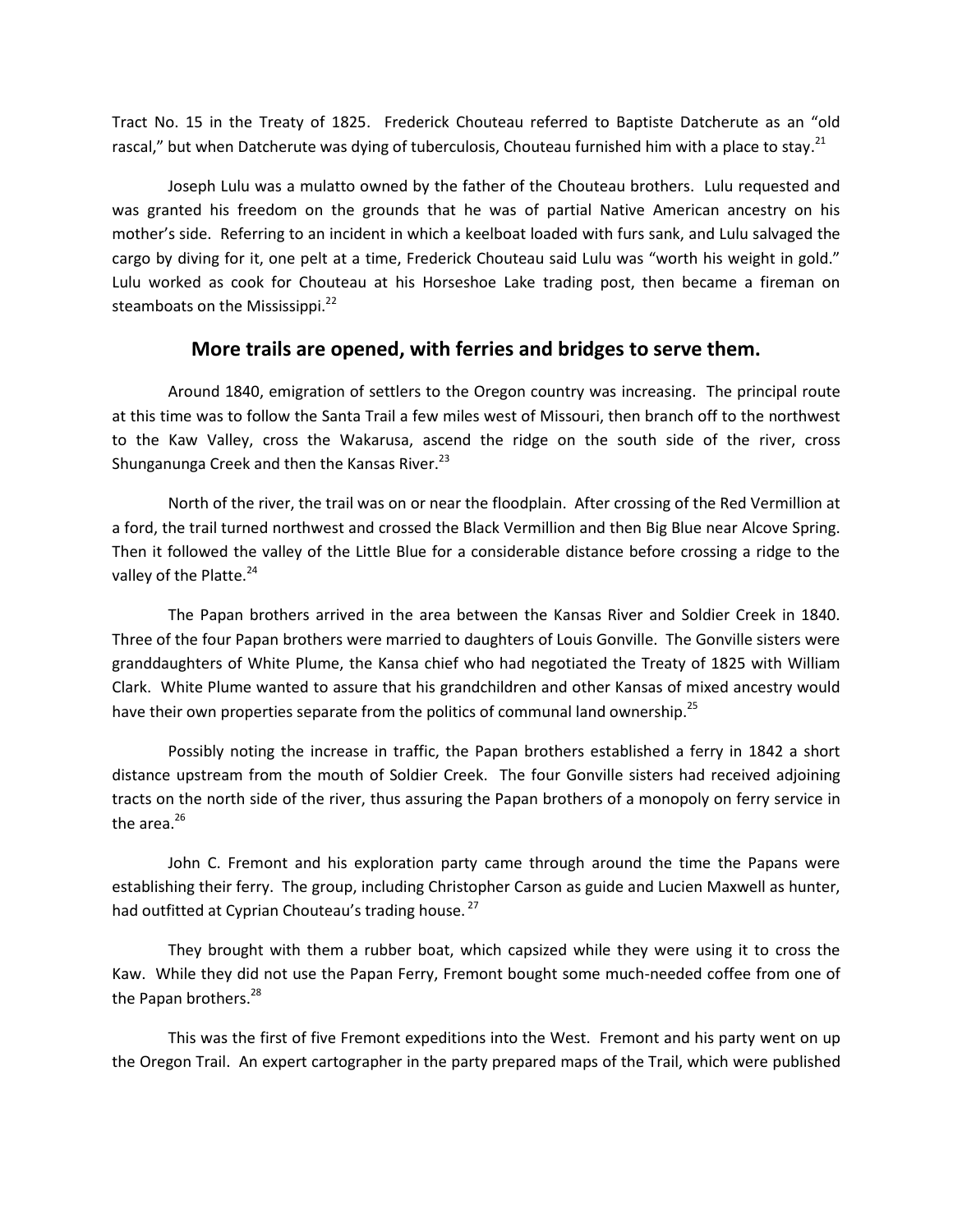Tract No. 15 in the Treaty of 1825. Frederick Chouteau referred to Baptiste Datcherute as an "old rascal," but when Datcherute was dying of tuberculosis, Chouteau furnished him with a place to stay.[21]

Joseph Lulu was a mulatto owned by the father of the Chouteau brothers. Lulu requested and was granted his freedom on the grounds that he was of partial Native American ancestry on his mother's side. Referring to an incident in which a keelboat loaded with furs sank, and Lulu salvaged the cargo by diving for it, one pelt at a time, Frederick Chouteau said Lulu was "worth his weight in gold." Lulu worked as cook for Chouteau at his Horseshoe Lake trading post, then became a fireman on steamboats on the Mississippi.[22]

## More trails are opened, with ferries and bridges to serve them.

Around 1840, emigration of settlers to the Oregon country was increasing. The principal route at this time was to follow the Santa Trail a few miles west of Missouri, then branch off to the northwest to the Kaw Valley, cross the Wakarusa, ascend the ridge on the south side of the river, cross Shunganunga Creek and then the Kansas River.[23]

North of the river, the trail was on or near the floodplain. After crossing of the Red Vermillion at a ford, the trail turned northwest and crossed the Black Vermillion and then Big Blue near Alcove Spring. Then it followed the valley of the Little Blue for a considerable distance before crossing a ridge to the valley of the Platte.[24]

The Papan brothers arrived in the area between the Kansas River and Soldier Creek in 1840. Three of the four Papan brothers were married to daughters of Louis Gonville. The Gonville sisters were granddaughters of White Plume, the Kansa chief who had negotiated the Treaty of 1825 with William Clark. White Plume wanted to assure that his grandchildren and other Kansas of mixed ancestry would have their own properties separate from the politics of communal land ownership.[25]

Possibly noting the increase in traffic, the Papan brothers established a ferry in 1842 a short distance upstream from the mouth of Soldier Creek. The four Gonville sisters had received adjoining tracts on the north side of the river, thus assuring the Papan brothers of a monopoly on ferry service in the area.[26]

John C. Fremont and his exploration party came through around the time the Papans were establishing their ferry. The group, including Christopher Carson as guide and Lucien Maxwell as hunter, had outfitted at Cyprian Chouteau's trading house.[27]

They brought with them a rubber boat, which capsized while they were using it to cross the Kaw. While they did not use the Papan Ferry, Fremont bought some much-needed coffee from one of the Papan brothers.[28]

This was the first of five Fremont expeditions into the West. Fremont and his party went on up the Oregon Trail. An expert cartographer in the party prepared maps of the Trail, which were published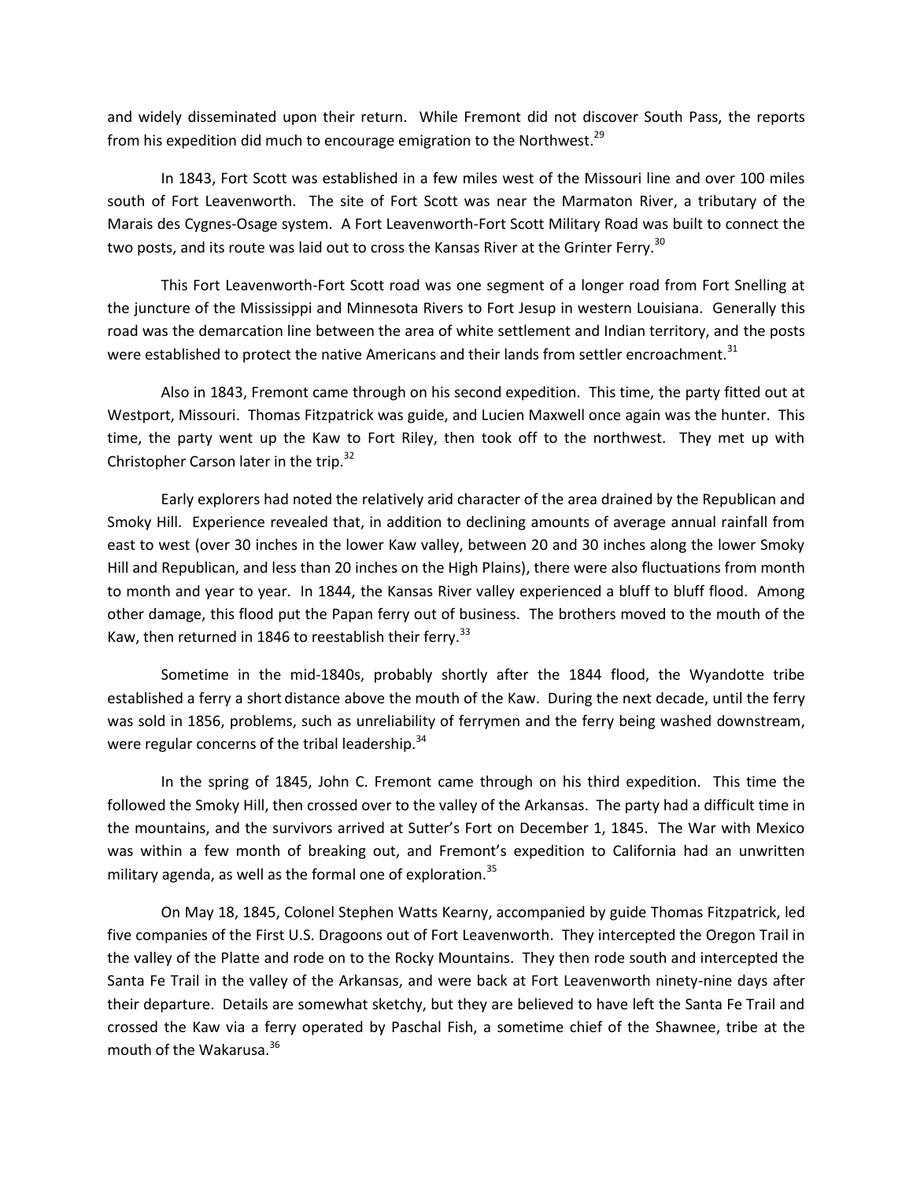and widely disseminated upon their return. While Fremont did not discover South Pass, the reports from his expedition did much to encourage emigration to the Northwest.[29]

In 1843, Fort Scott was established in a few miles west of the Missouri line and over 100 miles south of Fort Leavenworth. The site of Fort Scott was near the Marmaton River, a tributary of the Marais des Cygnes-Osage system. A Fort Leavenworth-Fort Scott Military Road was built to connect the two posts, and its route was laid out to cross the Kansas River at the Grinter Ferry.[30]

This Fort Leavenworth-Fort Scott road was one segment of a longer road from Fort Snelling at the juncture of the Mississippi and Minnesota Rivers to Fort Jesup in western Louisiana. Generally this road was the demarcation line between the area of white settlement and Indian territory, and the posts were established to protect the native Americans and their lands from settler encroachment.[31]

Also in 1843, Fremont came through on his second expedition. This time, the party fitted out at Westport, Missouri. Thomas Fitzpatrick was guide, and Lucien Maxwell once again was the hunter. This time, the party went up the Kaw to Fort Riley, then took off to the northwest. They met up with Christopher Carson later in the trip.[32]

Early explorers had noted the relatively arid character of the area drained by the Republican and Smoky Hill. Experience revealed that, in addition to declining amounts of average annual rainfall from east to west (over 30 inches in the lower Kaw valley, between 20 and 30 inches along the lower Smoky Hill and Republican, and less than 20 inches on the High Plains), there were also fluctuations from month to month and year to year. In 1844, the Kansas River valley experienced a bluff to bluff flood. Among other damage, this flood put the Papan ferry out of business. The brothers moved to the mouth of the Kaw, then returned in 1846 to reestablish their ferry.[33]

Sometime in the mid-1840s, probably shortly after the 1844 flood, the Wyandotte tribe established a ferry a short distance above the mouth of the Kaw. During the next decade, until the ferry was sold in 1856, problems, such as unreliability of ferrymen and the ferry being washed downstream, were regular concerns of the tribal leadership.[34]

In the spring of 1845, John C. Fremont came through on his third expedition. This time the followed the Smoky Hill, then crossed over to the valley of the Arkansas. The party had a difficult time in the mountains, and the survivors arrived at Sutter's Fort on December 1, 1845. The War with Mexico was within a few month of breaking out, and Fremont's expedition to California had an unwritten military agenda, as well as the formal one of exploration.[35]

On May 18, 1845, Colonel Stephen Watts Kearny, accompanied by guide Thomas Fitzpatrick, led five companies of the First U.S. Dragoons out of Fort Leavenworth. They intercepted the Oregon Trail in the valley of the Platte and rode on to the Rocky Mountains. They then rode south and intercepted the Santa Fe Trail in the valley of the Arkansas, and were back at Fort Leavenworth ninety-nine days after their departure. Details are somewhat sketchy, but they are believed to have left the Santa Fe Trail and crossed the Kaw via a ferry operated by Paschal Fish, a sometime chief of the Shawnee, tribe at the mouth of the Wakarusa.[36]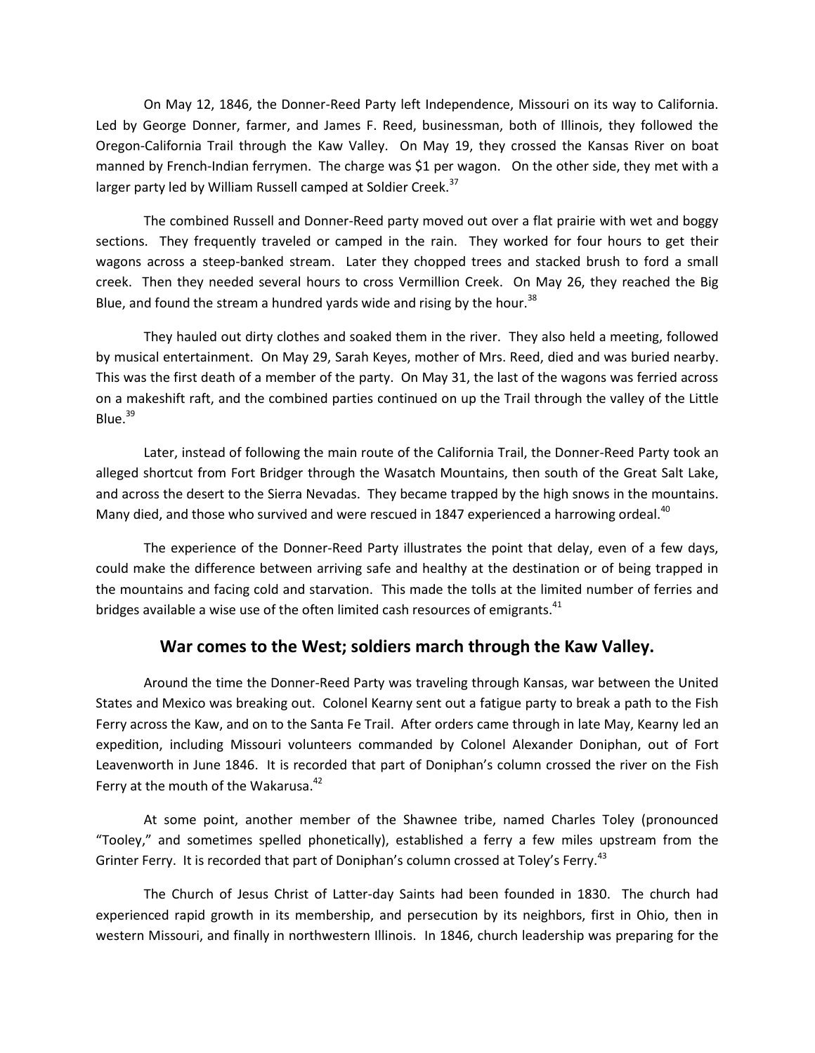On May 12, 1846, the Donner-Reed Party left Independence, Missouri on its way to California. Led by George Donner, farmer, and James F. Reed, businessman, both of Illinois, they followed the Oregon-California Trail through the Kaw Valley. On May 19, they crossed the Kansas River on boat manned by French-Indian ferrymen. The charge was $1 per wagon. On the other side, they met with a larger party led by William Russell camped at Soldier Creek.[37]

The combined Russell and Donner-Reed party moved out over a flat prairie with wet and boggy sections. They frequently traveled or camped in the rain. They worked for four hours to get their wagons across a steep-banked stream. Later they chopped trees and stacked brush to ford a small creek. Then they needed several hours to cross Vermillion Creek. On May 26, they reached the Big Blue, and found the stream a hundred yards wide and rising by the hour.[38]

They hauled out dirty clothes and soaked them in the river. They also held a meeting, followed by musical entertainment. On May 29, Sarah Keyes, mother of Mrs. Reed, died and was buried nearby. This was the first death of a member of the party. On May 31, the last of the wagons was ferried across on a makeshift raft, and the combined parties continued on up the Trail through the valley of the Little Blue.[39]

Later, instead of following the main route of the California Trail, the Donner-Reed Party took an alleged shortcut from Fort Bridger through the Wasatch Mountains, then south of the Great Salt Lake, and across the desert to the Sierra Nevadas. They became trapped by the high snows in the mountains. Many died, and those who survived and were rescued in 1847 experienced a harrowing ordeal.[40]

The experience of the Donner-Reed Party illustrates the point that delay, even of a few days, could make the difference between arriving safe and healthy at the destination or of being trapped in the mountains and facing cold and starvation. This made the tolls at the limited number of ferries and bridges available a wise use of the often limited cash resources of emigrants.[41]

## War comes to the West; soldiers march through the Kaw Valley.

Around the time the Donner-Reed Party was traveling through Kansas, war between the United States and Mexico was breaking out. Colonel Kearny sent out a fatigue party to break a path to the Fish Ferry across the Kaw, and on to the Santa Fe Trail. After orders came through in late May, Kearny led an expedition, including Missouri volunteers commanded by Colonel Alexander Doniphan, out of Fort Leavenworth in June 1846. It is recorded that part of Doniphan's column crossed the river on the Fish Ferry at the mouth of the Wakarusa.[42]

At some point, another member of the Shawnee tribe, named Charles Toley (pronounced "Tooley," and sometimes spelled phonetically), established a ferry a few miles upstream from the Grinter Ferry. It is recorded that part of Doniphan's column crossed at Toley's Ferry.[43]

The Church of Jesus Christ of Latter-day Saints had been founded in 1830. The church had experienced rapid growth in its membership, and persecution by its neighbors, first in Ohio, then in western Missouri, and finally in northwestern Illinois. In 1846, church leadership was preparing for the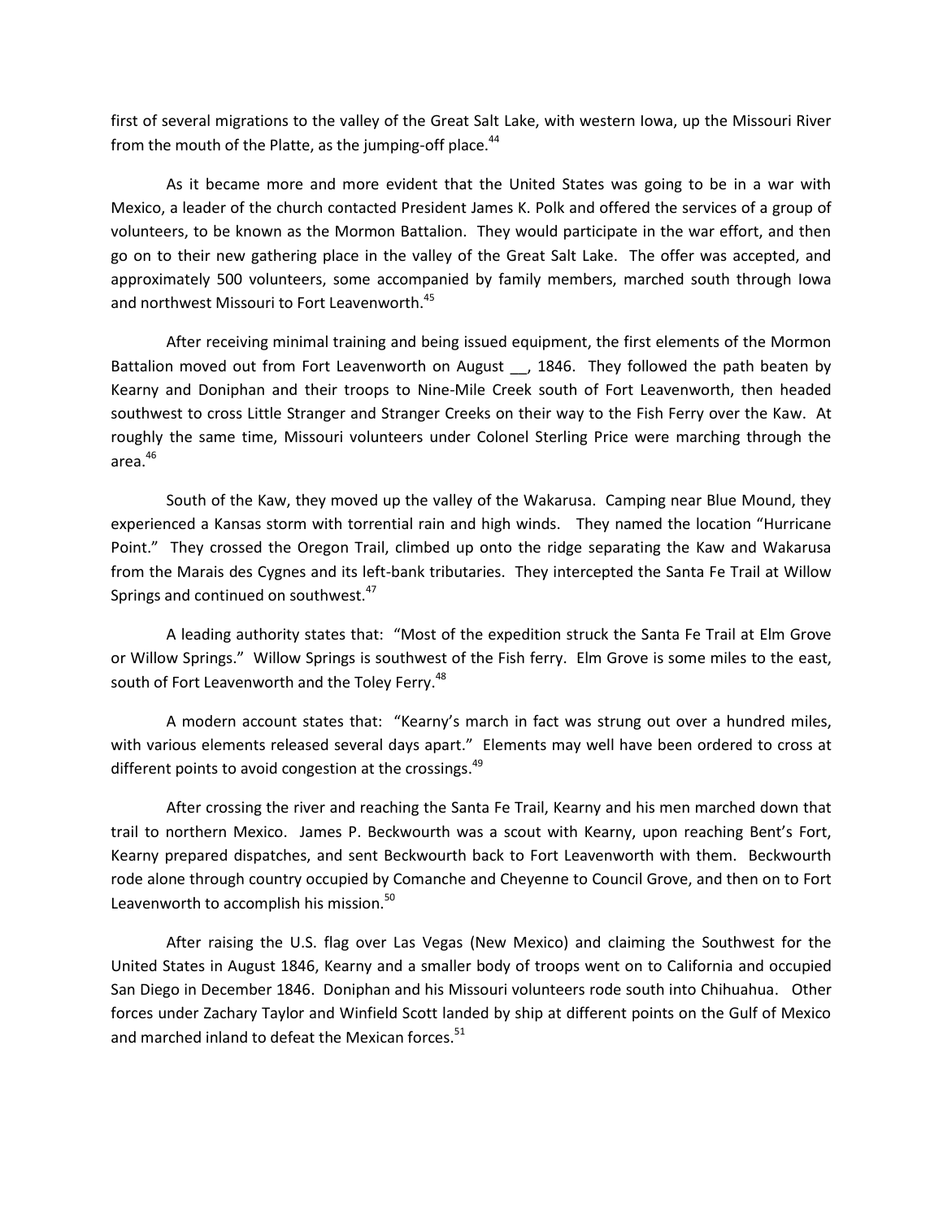first of several migrations to the valley of the Great Salt Lake, with western Iowa, up the Missouri River from the mouth of the Platte, as the jumping-off place.[44]

As it became more and more evident that the United States was going to be in a war with Mexico, a leader of the church contacted President James K. Polk and offered the services of a group of volunteers, to be known as the Mormon Battalion. They would participate in the war effort, and then go on to their new gathering place in the valley of the Great Salt Lake. The offer was accepted, and approximately 500 volunteers, some accompanied by family members, marched south through Iowa and northwest Missouri to Fort Leavenworth.[45]

After receiving minimal training and being issued equipment, the first elements of the Mormon Battalion moved out from Fort Leavenworth on August __, 1846. They followed the path beaten by Kearny and Doniphan and their troops to Nine-Mile Creek south of Fort Leavenworth, then headed southwest to cross Little Stranger and Stranger Creeks on their way to the Fish Ferry over the Kaw. At roughly the same time, Missouri volunteers under Colonel Sterling Price were marching through the area.[46]

South of the Kaw, they moved up the valley of the Wakarusa. Camping near Blue Mound, they experienced a Kansas storm with torrential rain and high winds. They named the location "Hurricane Point." They crossed the Oregon Trail, climbed up onto the ridge separating the Kaw and Wakarusa from the Marais des Cygnes and its left-bank tributaries. They intercepted the Santa Fe Trail at Willow Springs and continued on southwest.[47]

A leading authority states that: "Most of the expedition struck the Santa Fe Trail at Elm Grove or Willow Springs." Willow Springs is southwest of the Fish ferry. Elm Grove is some miles to the east, south of Fort Leavenworth and the Toley Ferry.[48]

A modern account states that: "Kearny's march in fact was strung out over a hundred miles, with various elements released several days apart." Elements may well have been ordered to cross at different points to avoid congestion at the crossings.[49]

After crossing the river and reaching the Santa Fe Trail, Kearny and his men marched down that trail to northern Mexico. James P. Beckwourth was a scout with Kearny, upon reaching Bent's Fort, Kearny prepared dispatches, and sent Beckwourth back to Fort Leavenworth with them. Beckwourth rode alone through country occupied by Comanche and Cheyenne to Council Grove, and then on to Fort Leavenworth to accomplish his mission.[50]

After raising the U.S. flag over Las Vegas (New Mexico) and claiming the Southwest for the United States in August 1846, Kearny and a smaller body of troops went on to California and occupied San Diego in December 1846. Doniphan and his Missouri volunteers rode south into Chihuahua. Other forces under Zachary Taylor and Winfield Scott landed by ship at different points on the Gulf of Mexico and marched inland to defeat the Mexican forces.[51]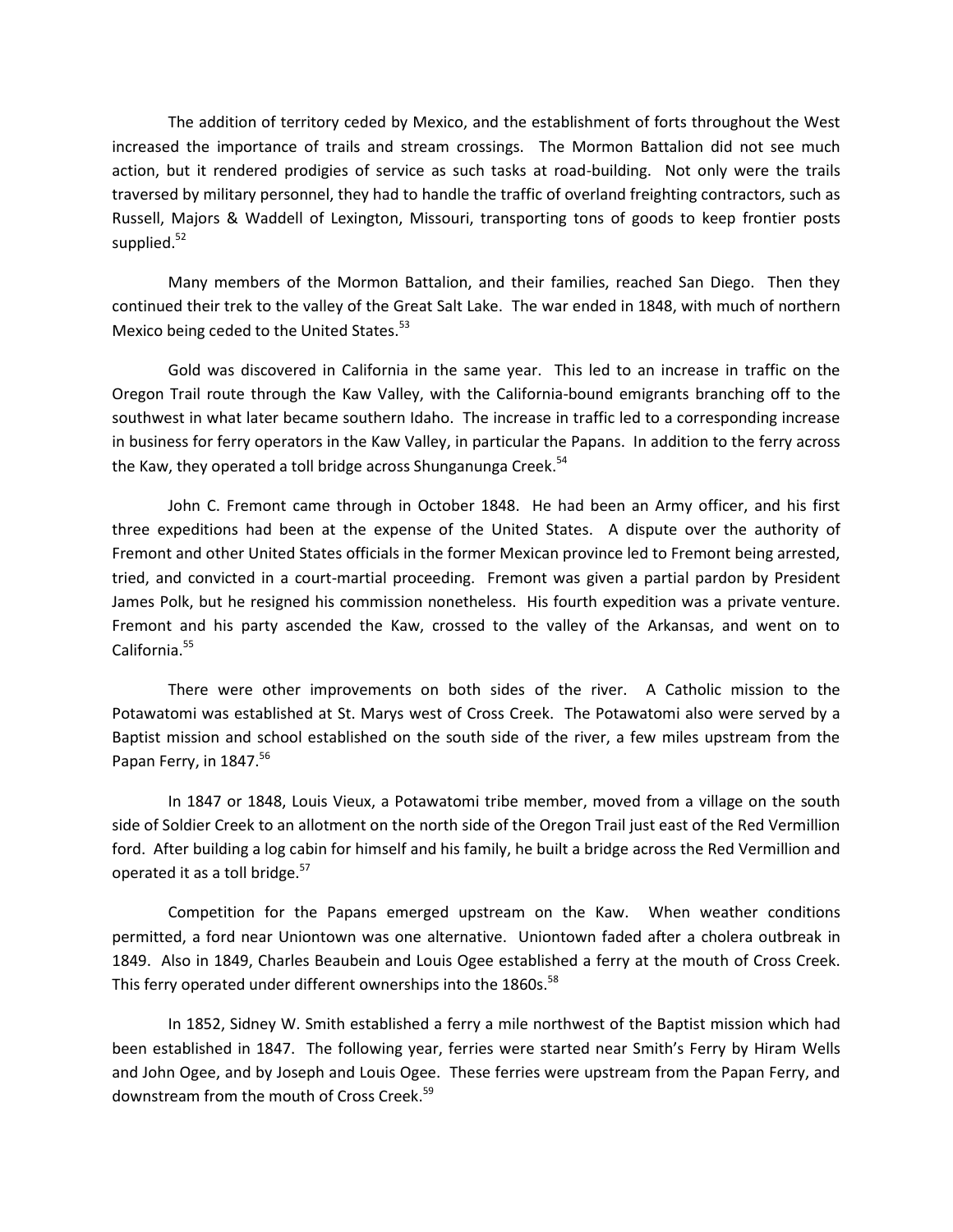The addition of territory ceded by Mexico, and the establishment of forts throughout the West increased the importance of trails and stream crossings. The Mormon Battalion did not see much action, but it rendered prodigies of service as such tasks at road-building. Not only were the trails traversed by military personnel, they had to handle the traffic of overland freighting contractors, such as Russell, Majors & Waddell of Lexington, Missouri, transporting tons of goods to keep frontier posts supplied.[52]

Many members of the Mormon Battalion, and their families, reached San Diego. Then they continued their trek to the valley of the Great Salt Lake. The war ended in 1848, with much of northern Mexico being ceded to the United States.[53]

Gold was discovered in California in the same year. This led to an increase in traffic on the Oregon Trail route through the Kaw Valley, with the California-bound emigrants branching off to the southwest in what later became southern Idaho. The increase in traffic led to a corresponding increase in business for ferry operators in the Kaw Valley, in particular the Papans. In addition to the ferry across the Kaw, they operated a toll bridge across Shunganunga Creek.[54]

John C. Fremont came through in October 1848. He had been an Army officer, and his first three expeditions had been at the expense of the United States. A dispute over the authority of Fremont and other United States officials in the former Mexican province led to Fremont being arrested, tried, and convicted in a court-martial proceeding. Fremont was given a partial pardon by President James Polk, but he resigned his commission nonetheless. His fourth expedition was a private venture. Fremont and his party ascended the Kaw, crossed to the valley of the Arkansas, and went on to California.[55]

There were other improvements on both sides of the river. A Catholic mission to the Potawatomi was established at St. Marys west of Cross Creek. The Potawatomi also were served by a Baptist mission and school established on the south side of the river, a few miles upstream from the Papan Ferry, in 1847.[56]

In 1847 or 1848, Louis Vieux, a Potawatomi tribe member, moved from a village on the south side of Soldier Creek to an allotment on the north side of the Oregon Trail just east of the Red Vermillion ford. After building a log cabin for himself and his family, he built a bridge across the Red Vermillion and operated it as a toll bridge.[57]

Competition for the Papans emerged upstream on the Kaw. When weather conditions permitted, a ford near Uniontown was one alternative. Uniontown faded after a cholera outbreak in 1849. Also in 1849, Charles Beaubein and Louis Ogee established a ferry at the mouth of Cross Creek. This ferry operated under different ownerships into the 1860s.[58]

In 1852, Sidney W. Smith established a ferry a mile northwest of the Baptist mission which had been established in 1847. The following year, ferries were started near Smith's Ferry by Hiram Wells and John Ogee, and by Joseph and Louis Ogee. These ferries were upstream from the Papan Ferry, and downstream from the mouth of Cross Creek.[59]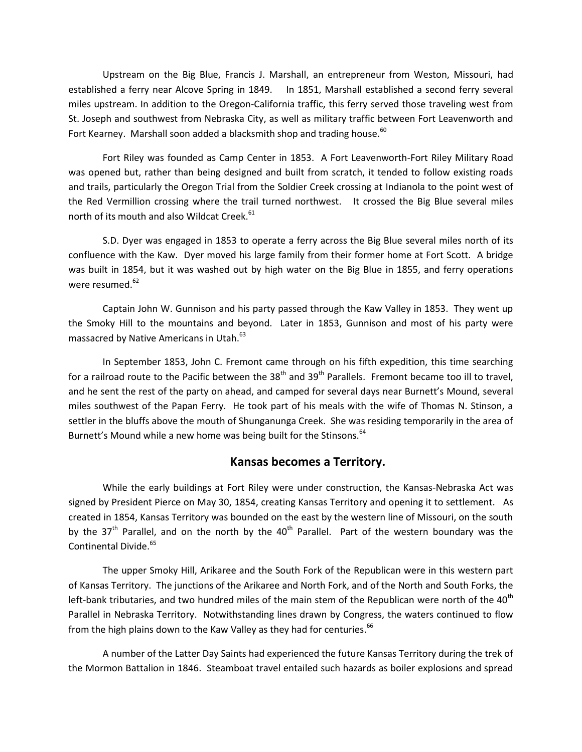Upstream on the Big Blue, Francis J. Marshall, an entrepreneur from Weston, Missouri, had established a ferry near Alcove Spring in 1849. In 1851, Marshall established a second ferry several miles upstream. In addition to the Oregon-California traffic, this ferry served those traveling west from St. Joseph and southwest from Nebraska City, as well as military traffic between Fort Leavenworth and Fort Kearney. Marshall soon added a blacksmith shop and trading house.[60]

Fort Riley was founded as Camp Center in 1853. A Fort Leavenworth-Fort Riley Military Road was opened but, rather than being designed and built from scratch, it tended to follow existing roads and trails, particularly the Oregon Trial from the Soldier Creek crossing at Indianola to the point west of the Red Vermillion crossing where the trail turned northwest. It crossed the Big Blue several miles north of its mouth and also Wildcat Creek.[61]

S.D. Dyer was engaged in 1853 to operate a ferry across the Big Blue several miles north of its confluence with the Kaw. Dyer moved his large family from their former home at Fort Scott. A bridge was built in 1854, but it was washed out by high water on the Big Blue in 1855, and ferry operations were resumed.[62]

Captain John W. Gunnison and his party passed through the Kaw Valley in 1853. They went up the Smoky Hill to the mountains and beyond. Later in 1853, Gunnison and most of his party were massacred by Native Americans in Utah.[63]

In September 1853, John C. Fremont came through on his fifth expedition, this time searching for a railroad route to the Pacific between the 38th and 39th Parallels. Fremont became too ill to travel, and he sent the rest of the party on ahead, and camped for several days near Burnett's Mound, several miles southwest of the Papan Ferry. He took part of his meals with the wife of Thomas N. Stinson, a settler in the bluffs above the mouth of Shunganunga Creek. She was residing temporarily in the area of Burnett's Mound while a new home was being built for the Stinsons.[64]

## Kansas becomes a Territory.

While the early buildings at Fort Riley were under construction, the Kansas-Nebraska Act was signed by President Pierce on May 30, 1854, creating Kansas Territory and opening it to settlement. As created in 1854, Kansas Territory was bounded on the east by the western line of Missouri, on the south by the 37th Parallel, and on the north by the 40th Parallel. Part of the western boundary was the Continental Divide.[65]

The upper Smoky Hill, Arikaree and the South Fork of the Republican were in this western part of Kansas Territory. The junctions of the Arikaree and North Fork, and of the North and South Forks, the left-bank tributaries, and two hundred miles of the main stem of the Republican were north of the 40th Parallel in Nebraska Territory. Notwithstanding lines drawn by Congress, the waters continued to flow from the high plains down to the Kaw Valley as they had for centuries.[66]

A number of the Latter Day Saints had experienced the future Kansas Territory during the trek of the Mormon Battalion in 1846. Steamboat travel entailed such hazards as boiler explosions and spread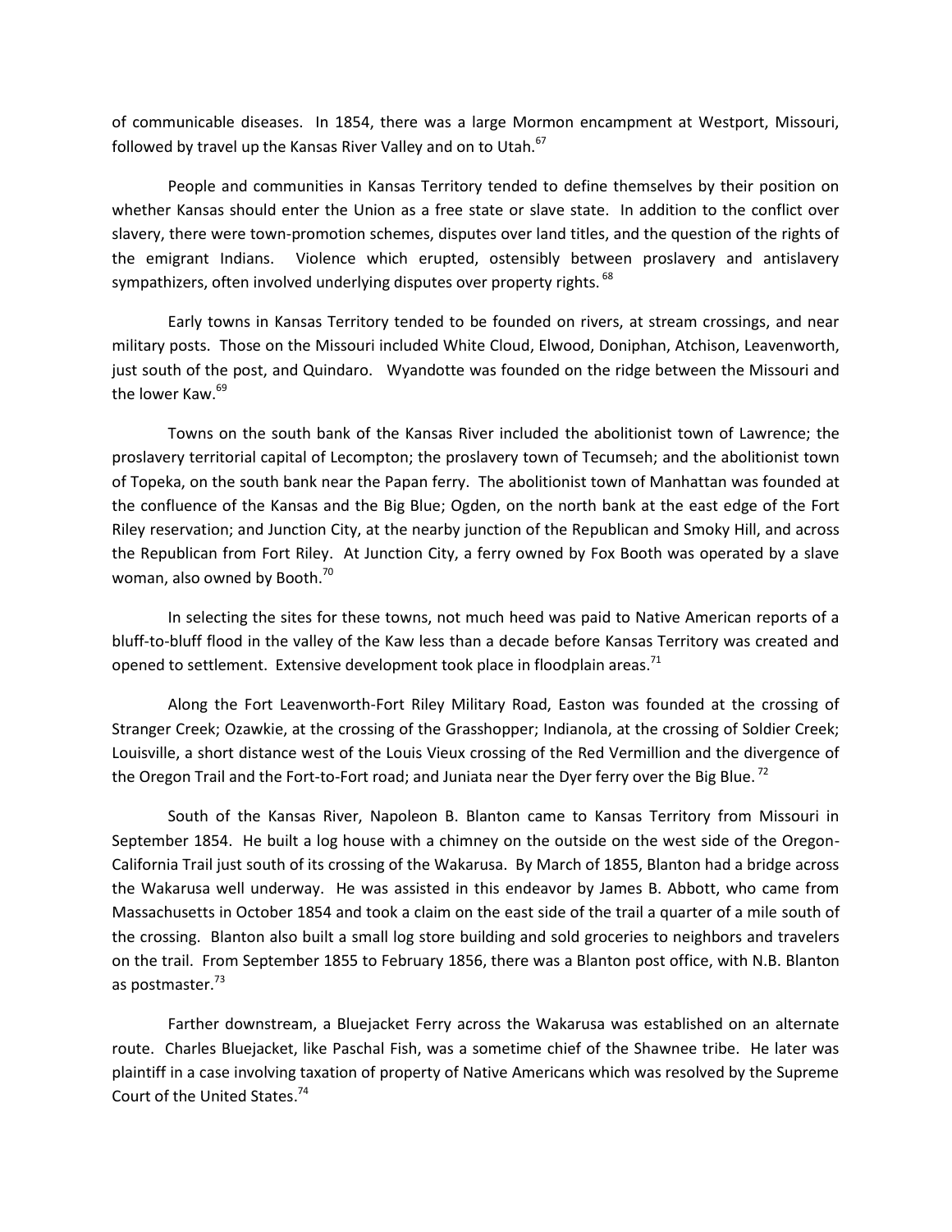of communicable diseases. In 1854, there was a large Mormon encampment at Westport, Missouri, followed by travel up the Kansas River Valley and on to Utah.[67]

People and communities in Kansas Territory tended to define themselves by their position on whether Kansas should enter the Union as a free state or slave state. In addition to the conflict over slavery, there were town-promotion schemes, disputes over land titles, and the question of the rights of the emigrant Indians. Violence which erupted, ostensibly between proslavery and antislavery sympathizers, often involved underlying disputes over property rights.[68]

Early towns in Kansas Territory tended to be founded on rivers, at stream crossings, and near military posts. Those on the Missouri included White Cloud, Elwood, Doniphan, Atchison, Leavenworth, just south of the post, and Quindaro. Wyandotte was founded on the ridge between the Missouri and the lower Kaw.[69]

Towns on the south bank of the Kansas River included the abolitionist town of Lawrence; the proslavery territorial capital of Lecompton; the proslavery town of Tecumseh; and the abolitionist town of Topeka, on the south bank near the Papan ferry. The abolitionist town of Manhattan was founded at the confluence of the Kansas and the Big Blue; Ogden, on the north bank at the east edge of the Fort Riley reservation; and Junction City, at the nearby junction of the Republican and Smoky Hill, and across the Republican from Fort Riley. At Junction City, a ferry owned by Fox Booth was operated by a slave woman, also owned by Booth.[70]

In selecting the sites for these towns, not much heed was paid to Native American reports of a bluff-to-bluff flood in the valley of the Kaw less than a decade before Kansas Territory was created and opened to settlement. Extensive development took place in floodplain areas.[71]

Along the Fort Leavenworth-Fort Riley Military Road, Easton was founded at the crossing of Stranger Creek; Ozawkie, at the crossing of the Grasshopper; Indianola, at the crossing of Soldier Creek; Louisville, a short distance west of the Louis Vieux crossing of the Red Vermillion and the divergence of the Oregon Trail and the Fort-to-Fort road; and Juniata near the Dyer ferry over the Big Blue.[72]

South of the Kansas River, Napoleon B. Blanton came to Kansas Territory from Missouri in September 1854. He built a log house with a chimney on the outside on the west side of the Oregon-California Trail just south of its crossing of the Wakarusa. By March of 1855, Blanton had a bridge across the Wakarusa well underway. He was assisted in this endeavor by James B. Abbott, who came from Massachusetts in October 1854 and took a claim on the east side of the trail a quarter of a mile south of the crossing. Blanton also built a small log store building and sold groceries to neighbors and travelers on the trail. From September 1855 to February 1856, there was a Blanton post office, with N.B. Blanton as postmaster.[73]

Farther downstream, a Bluejacket Ferry across the Wakarusa was established on an alternate route. Charles Bluejacket, like Paschal Fish, was a sometime chief of the Shawnee tribe. He later was plaintiff in a case involving taxation of property of Native Americans which was resolved by the Supreme Court of the United States.[74]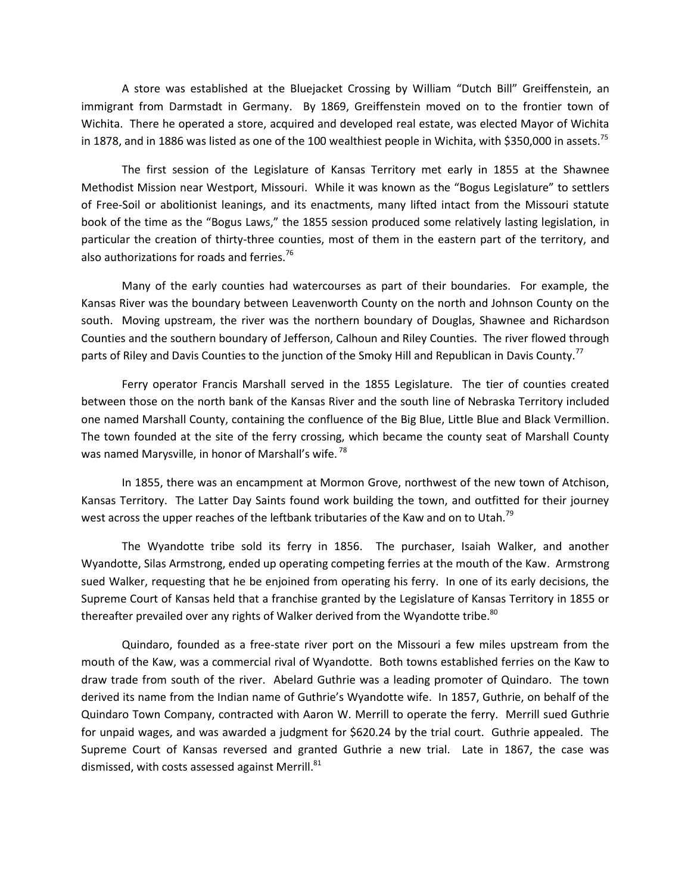A store was established at the Bluejacket Crossing by William "Dutch Bill" Greiffenstein, an immigrant from Darmstadt in Germany. By 1869, Greiffenstein moved on to the frontier town of Wichita. There he operated a store, acquired and developed real estate, was elected Mayor of Wichita in 1878, and in 1886 was listed as one of the 100 wealthiest people in Wichita, with $350,000 in assets.[75]

The first session of the Legislature of Kansas Territory met early in 1855 at the Shawnee Methodist Mission near Westport, Missouri. While it was known as the "Bogus Legislature" to settlers of Free-Soil or abolitionist leanings, and its enactments, many lifted intact from the Missouri statute book of the time as the "Bogus Laws," the 1855 session produced some relatively lasting legislation, in particular the creation of thirty-three counties, most of them in the eastern part of the territory, and also authorizations for roads and ferries.[76]

Many of the early counties had watercourses as part of their boundaries. For example, the Kansas River was the boundary between Leavenworth County on the north and Johnson County on the south. Moving upstream, the river was the northern boundary of Douglas, Shawnee and Richardson Counties and the southern boundary of Jefferson, Calhoun and Riley Counties. The river flowed through parts of Riley and Davis Counties to the junction of the Smoky Hill and Republican in Davis County.[77]

Ferry operator Francis Marshall served in the 1855 Legislature. The tier of counties created between those on the north bank of the Kansas River and the south line of Nebraska Territory included one named Marshall County, containing the confluence of the Big Blue, Little Blue and Black Vermillion. The town founded at the site of the ferry crossing, which became the county seat of Marshall County was named Marysville, in honor of Marshall's wife.[78]

In 1855, there was an encampment at Mormon Grove, northwest of the new town of Atchison, Kansas Territory. The Latter Day Saints found work building the town, and outfitted for their journey west across the upper reaches of the leftbank tributaries of the Kaw and on to Utah.[79]

The Wyandotte tribe sold its ferry in 1856. The purchaser, Isaiah Walker, and another Wyandotte, Silas Armstrong, ended up operating competing ferries at the mouth of the Kaw. Armstrong sued Walker, requesting that he be enjoined from operating his ferry. In one of its early decisions, the Supreme Court of Kansas held that a franchise granted by the Legislature of Kansas Territory in 1855 or thereafter prevailed over any rights of Walker derived from the Wyandotte tribe.[80]

Quindaro, founded as a free-state river port on the Missouri a few miles upstream from the mouth of the Kaw, was a commercial rival of Wyandotte. Both towns established ferries on the Kaw to draw trade from south of the river. Abelard Guthrie was a leading promoter of Quindaro. The town derived its name from the Indian name of Guthrie's Wyandotte wife. In 1857, Guthrie, on behalf of the Quindaro Town Company, contracted with Aaron W. Merrill to operate the ferry. Merrill sued Guthrie for unpaid wages, and was awarded a judgment for $620.24 by the trial court. Guthrie appealed. The Supreme Court of Kansas reversed and granted Guthrie a new trial. Late in 1867, the case was dismissed, with costs assessed against Merrill.[81]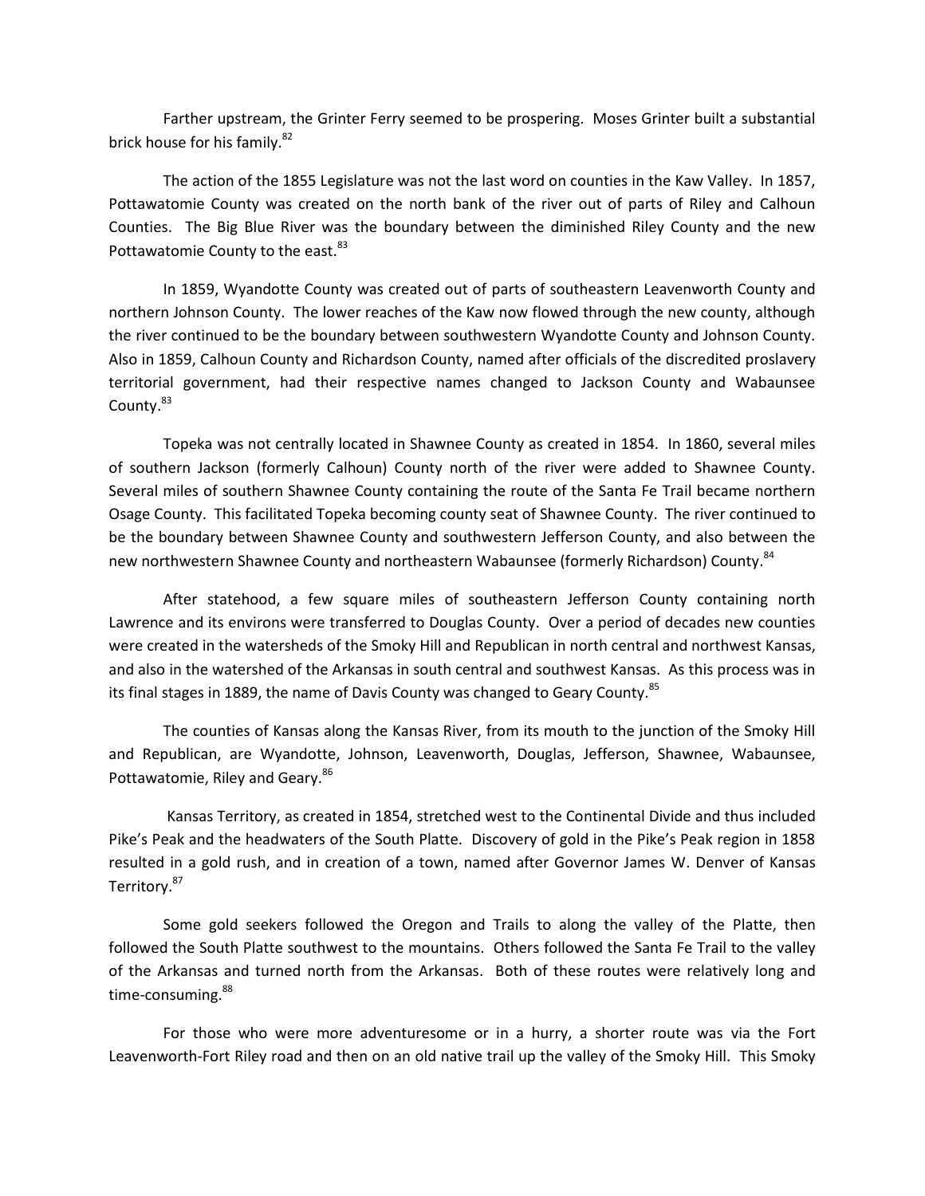Farther upstream, the Grinter Ferry seemed to be prospering. Moses Grinter built a substantial brick house for his family.[82]

The action of the 1855 Legislature was not the last word on counties in the Kaw Valley. In 1857, Pottawatomie County was created on the north bank of the river out of parts of Riley and Calhoun Counties. The Big Blue River was the boundary between the diminished Riley County and the new Pottawatomie County to the east.[83]

In 1859, Wyandotte County was created out of parts of southeastern Leavenworth County and northern Johnson County. The lower reaches of the Kaw now flowed through the new county, although the river continued to be the boundary between southwestern Wyandotte County and Johnson County. Also in 1859, Calhoun County and Richardson County, named after officials of the discredited proslavery territorial government, had their respective names changed to Jackson County and Wabaunsee County.[83]

Topeka was not centrally located in Shawnee County as created in 1854. In 1860, several miles of southern Jackson (formerly Calhoun) County north of the river were added to Shawnee County. Several miles of southern Shawnee County containing the route of the Santa Fe Trail became northern Osage County. This facilitated Topeka becoming county seat of Shawnee County. The river continued to be the boundary between Shawnee County and southwestern Jefferson County, and also between the new northwestern Shawnee County and northeastern Wabaunsee (formerly Richardson) County.[84]

After statehood, a few square miles of southeastern Jefferson County containing north Lawrence and its environs were transferred to Douglas County. Over a period of decades new counties were created in the watersheds of the Smoky Hill and Republican in north central and northwest Kansas, and also in the watershed of the Arkansas in south central and southwest Kansas. As this process was in its final stages in 1889, the name of Davis County was changed to Geary County.[85]

The counties of Kansas along the Kansas River, from its mouth to the junction of the Smoky Hill and Republican, are Wyandotte, Johnson, Leavenworth, Douglas, Jefferson, Shawnee, Wabaunsee, Pottawatomie, Riley and Geary.[86]

Kansas Territory, as created in 1854, stretched west to the Continental Divide and thus included Pike's Peak and the headwaters of the South Platte. Discovery of gold in the Pike's Peak region in 1858 resulted in a gold rush, and in creation of a town, named after Governor James W. Denver of Kansas Territory.[87]

Some gold seekers followed the Oregon and Trails to along the valley of the Platte, then followed the South Platte southwest to the mountains. Others followed the Santa Fe Trail to the valley of the Arkansas and turned north from the Arkansas. Both of these routes were relatively long and time-consuming.[88]

For those who were more adventuresome or in a hurry, a shorter route was via the Fort Leavenworth-Fort Riley road and then on an old native trail up the valley of the Smoky Hill. This Smoky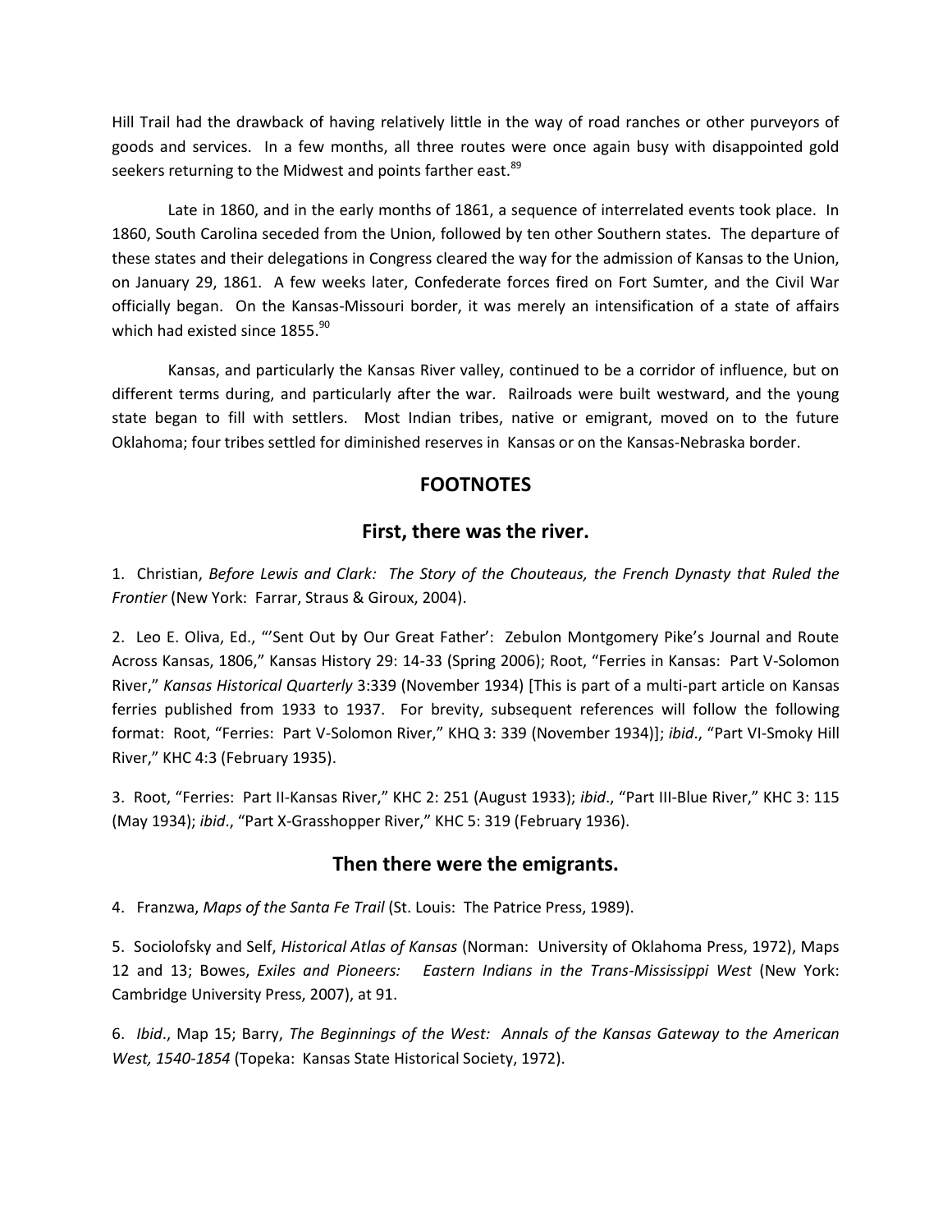Hill Trail had the drawback of having relatively little in the way of road ranches or other purveyors of goods and services. In a few months, all three routes were once again busy with disappointed gold seekers returning to the Midwest and points farther east.[89]

Late in 1860, and in the early months of 1861, a sequence of interrelated events took place. In 1860, South Carolina seceded from the Union, followed by ten other Southern states. The departure of these states and their delegations in Congress cleared the way for the admission of Kansas to the Union, on January 29, 1861. A few weeks later, Confederate forces fired on Fort Sumter, and the Civil War officially began. On the Kansas-Missouri border, it was merely an intensification of a state of affairs which had existed since 1855.[90]

Kansas, and particularly the Kansas River valley, continued to be a corridor of influence, but on different terms during, and particularly after the war. Railroads were built westward, and the young state began to fill with settlers. Most Indian tribes, native or emigrant, moved on to the future Oklahoma; four tribes settled for diminished reserves in Kansas or on the Kansas-Nebraska border.

## FOOTNOTES

### First, there was the river.

1. Christian, *Before Lewis and Clark: The Story of the Chouteaus, the French Dynasty that Ruled the Frontier* (New York: Farrar, Straus & Giroux, 2004).

2. Leo E. Oliva, Ed., "'Sent Out by Our Great Father': Zebulon Montgomery Pike's Journal and Route Across Kansas, 1806," Kansas History 29: 14-33 (Spring 2006); Root, "Ferries in Kansas: Part V-Solomon River," *Kansas Historical Quarterly* 3:339 (November 1934) [This is part of a multi-part article on Kansas ferries published from 1933 to 1937. For brevity, subsequent references will follow the following format: Root, "Ferries: Part V-Solomon River," KHQ 3: 339 (November 1934)]; *ibid*., "Part VI-Smoky Hill River," KHC 4:3 (February 1935).

3. Root, "Ferries: Part II-Kansas River," KHC 2: 251 (August 1933); *ibid*., "Part III-Blue River," KHC 3: 115 (May 1934); *ibid*., "Part X-Grasshopper River," KHC 5: 319 (February 1936).

### Then there were the emigrants.

4. Franzwa, *Maps of the Santa Fe Trail* (St. Louis: The Patrice Press, 1989).

5. Sociolofsky and Self, *Historical Atlas of Kansas* (Norman: University of Oklahoma Press, 1972), Maps 12 and 13; Bowes, *Exiles and Pioneers: Eastern Indians in the Trans-Mississippi West* (New York: Cambridge University Press, 2007), at 91.

6. *Ibid*., Map 15; Barry, *The Beginnings of the West: Annals of the Kansas Gateway to the American West, 1540-1854* (Topeka: Kansas State Historical Society, 1972).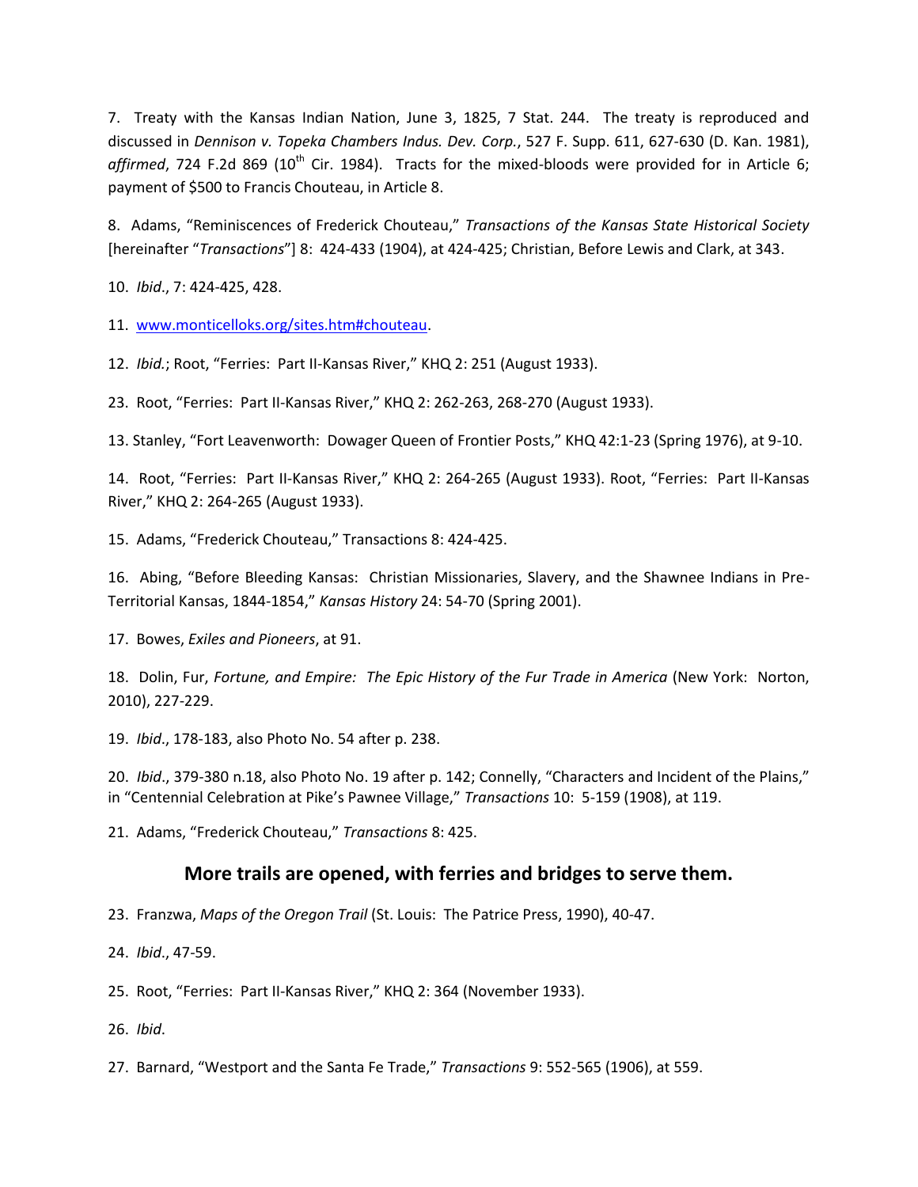7. Treaty with the Kansas Indian Nation, June 3, 1825, 7 Stat. 244. The treaty is reproduced and discussed in *Dennison v. Topeka Chambers Indus. Dev. Corp.*, 527 F. Supp. 611, 627-630 (D. Kan. 1981), *affirmed*, 724 F.2d 869 (10th Cir. 1984). Tracts for the mixed-bloods were provided for in Article 6; payment of $500 to Francis Chouteau, in Article 8.

8. Adams, "Reminiscences of Frederick Chouteau," *Transactions of the Kansas State Historical Society* [hereinafter "*Transactions*"] 8: 424-433 (1904), at 424-425; Christian, Before Lewis and Clark, at 343.

10. *Ibid.*, 7: 424-425, 428.

11. www.monticelloks.org/sites.htm#chouteau.

12. *Ibid.*; Root, "Ferries: Part II-Kansas River," KHQ 2: 251 (August 1933).

23. Root, "Ferries: Part II-Kansas River," KHQ 2: 262-263, 268-270 (August 1933).

13. Stanley, "Fort Leavenworth: Dowager Queen of Frontier Posts," KHQ 42:1-23 (Spring 1976), at 9-10.

14. Root, "Ferries: Part II-Kansas River," KHQ 2: 264-265 (August 1933). Root, "Ferries: Part II-Kansas River," KHQ 2: 264-265 (August 1933).

15. Adams, "Frederick Chouteau," Transactions 8: 424-425.

16. Abing, "Before Bleeding Kansas: Christian Missionaries, Slavery, and the Shawnee Indians in Pre-Territorial Kansas, 1844-1854," *Kansas History* 24: 54-70 (Spring 2001).

17. Bowes, *Exiles and Pioneers*, at 91.

18. Dolin, Fur, *Fortune, and Empire: The Epic History of the Fur Trade in America* (New York: Norton, 2010), 227-229.

19. *Ibid.*, 178-183, also Photo No. 54 after p. 238.

20. *Ibid.*, 379-380 n.18, also Photo No. 19 after p. 142; Connelly, "Characters and Incident of the Plains," in "Centennial Celebration at Pike's Pawnee Village," *Transactions* 10: 5-159 (1908), at 119.

21. Adams, "Frederick Chouteau," *Transactions* 8: 425.

## More trails are opened, with ferries and bridges to serve them.

23. Franzwa, *Maps of the Oregon Trail* (St. Louis: The Patrice Press, 1990), 40-47.

24. *Ibid.*, 47-59.

25. Root, "Ferries: Part II-Kansas River," KHQ 2: 364 (November 1933).

26. *Ibid.*

27. Barnard, "Westport and the Santa Fe Trade," *Transactions* 9: 552-565 (1906), at 559.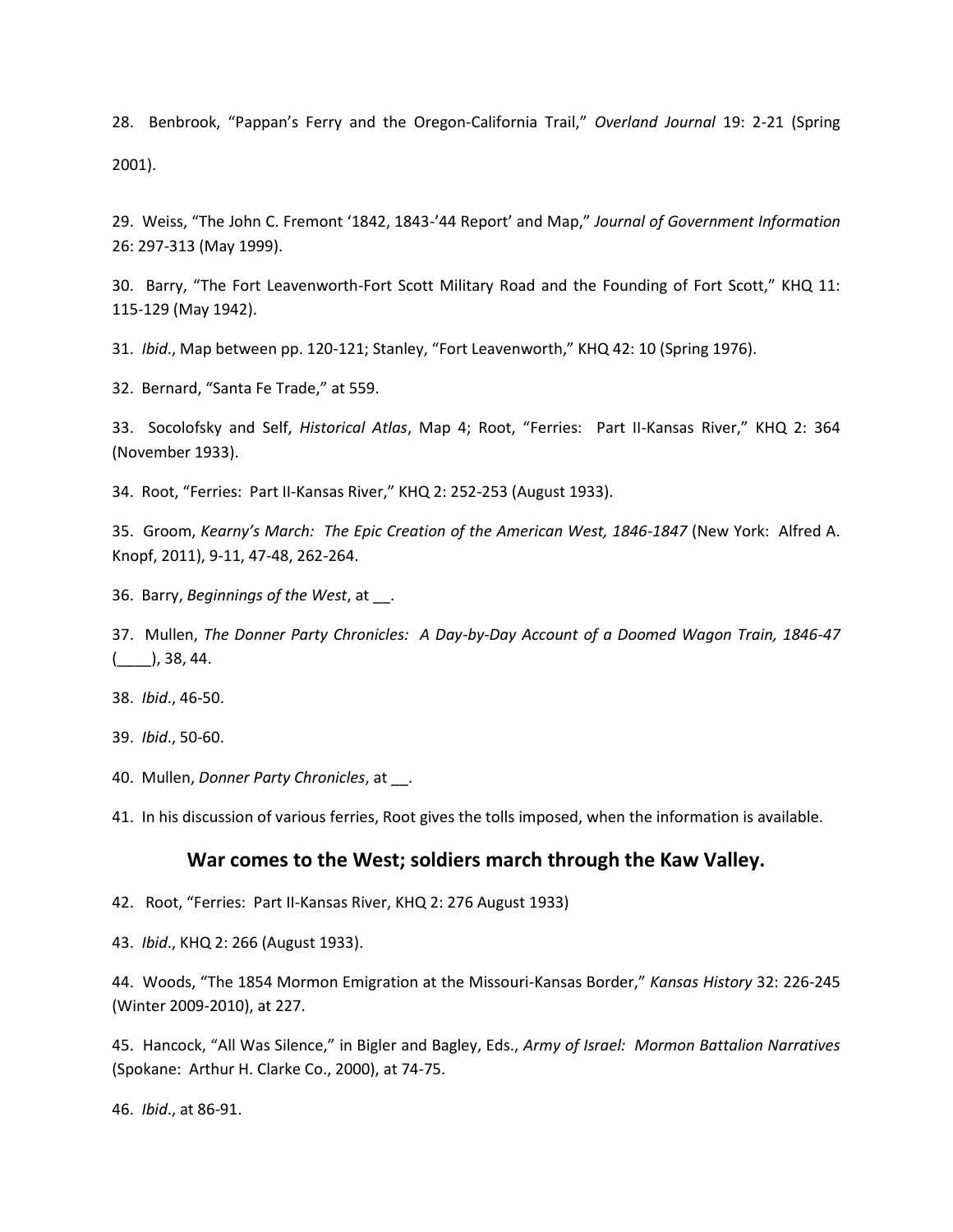28. Benbrook, "Pappan's Ferry and the Oregon-California Trail," *Overland Journal* 19: 2-21 (Spring 2001).

29. Weiss, "The John C. Fremont '1842, 1843-'44 Report' and Map," *Journal of Government Information* 26: 297-313 (May 1999).

30. Barry, "The Fort Leavenworth-Fort Scott Military Road and the Founding of Fort Scott," KHQ 11: 115-129 (May 1942).

31. *Ibid*., Map between pp. 120-121; Stanley, "Fort Leavenworth," KHQ 42: 10 (Spring 1976).

32. Bernard, "Santa Fe Trade," at 559.

33. Socolofsky and Self, *Historical Atlas*, Map 4; Root, "Ferries: Part II-Kansas River," KHQ 2: 364 (November 1933).

34. Root, "Ferries: Part II-Kansas River," KHQ 2: 252-253 (August 1933).

35. Groom, *Kearny's March: The Epic Creation of the American West, 1846-1847* (New York: Alfred A. Knopf, 2011), 9-11, 47-48, 262-264.

36. Barry, *Beginnings of the West*, at __.

37. Mullen, *The Donner Party Chronicles: A Day-by-Day Account of a Doomed Wagon Train, 1846-47* (____), 38, 44.

38. *Ibid*., 46-50.

39. *Ibid*., 50-60.

40. Mullen, *Donner Party Chronicles*, at __.

41. In his discussion of various ferries, Root gives the tolls imposed, when the information is available.

## War comes to the West; soldiers march through the Kaw Valley.

42. Root, "Ferries: Part II-Kansas River, KHQ 2: 276 August 1933)

43. *Ibid*., KHQ 2: 266 (August 1933).

44. Woods, "The 1854 Mormon Emigration at the Missouri-Kansas Border," *Kansas History* 32: 226-245 (Winter 2009-2010), at 227.

45. Hancock, "All Was Silence," in Bigler and Bagley, Eds., *Army of Israel: Mormon Battalion Narratives* (Spokane: Arthur H. Clarke Co., 2000), at 74-75.

46. *Ibid*., at 86-91.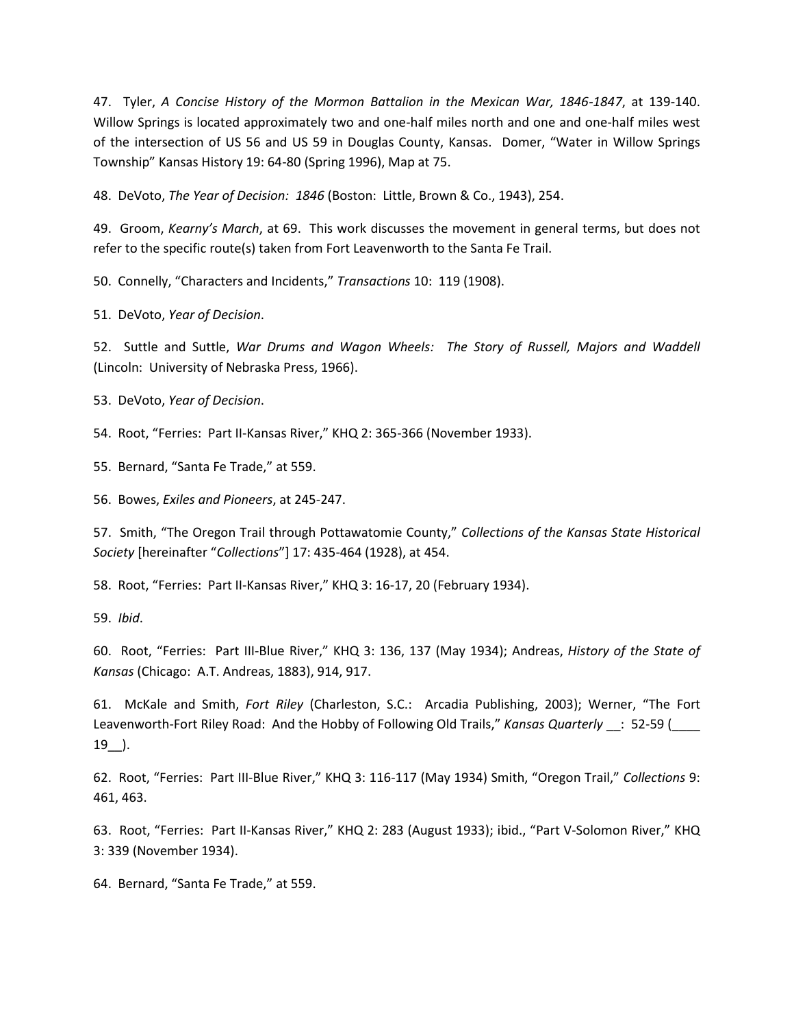47. Tyler, *A Concise History of the Mormon Battalion in the Mexican War, 1846-1847*, at 139-140. Willow Springs is located approximately two and one-half miles north and one and one-half miles west of the intersection of US 56 and US 59 in Douglas County, Kansas. Domer, "Water in Willow Springs Township" Kansas History 19: 64-80 (Spring 1996), Map at 75.

48. DeVoto, *The Year of Decision: 1846* (Boston: Little, Brown & Co., 1943), 254.

49. Groom, *Kearny's March*, at 69. This work discusses the movement in general terms, but does not refer to the specific route(s) taken from Fort Leavenworth to the Santa Fe Trail.

50. Connelly, "Characters and Incidents," *Transactions* 10: 119 (1908).

51. DeVoto, *Year of Decision*.

52. Suttle and Suttle, *War Drums and Wagon Wheels: The Story of Russell, Majors and Waddell* (Lincoln: University of Nebraska Press, 1966).

53. DeVoto, *Year of Decision*.

54. Root, "Ferries: Part II-Kansas River," KHQ 2: 365-366 (November 1933).

55. Bernard, "Santa Fe Trade," at 559.

56. Bowes, *Exiles and Pioneers*, at 245-247.

57. Smith, "The Oregon Trail through Pottawatomie County," *Collections of the Kansas State Historical Society* [hereinafter "*Collections*"] 17: 435-464 (1928), at 454.

58. Root, "Ferries: Part II-Kansas River," KHQ 3: 16-17, 20 (February 1934).

59. *Ibid*.

60. Root, "Ferries: Part III-Blue River," KHQ 3: 136, 137 (May 1934); Andreas, *History of the State of Kansas* (Chicago: A.T. Andreas, 1883), 914, 917.

61. McKale and Smith, *Fort Riley* (Charleston, S.C.: Arcadia Publishing, 2003); Werner, "The Fort Leavenworth-Fort Riley Road: And the Hobby of Following Old Trails," *Kansas Quarterly* __: 52-59 (____ 19__).

62. Root, "Ferries: Part III-Blue River," KHQ 3: 116-117 (May 1934) Smith, "Oregon Trail," *Collections* 9: 461, 463.

63. Root, "Ferries: Part II-Kansas River," KHQ 2: 283 (August 1933); ibid., "Part V-Solomon River," KHQ 3: 339 (November 1934).

64. Bernard, "Santa Fe Trade," at 559.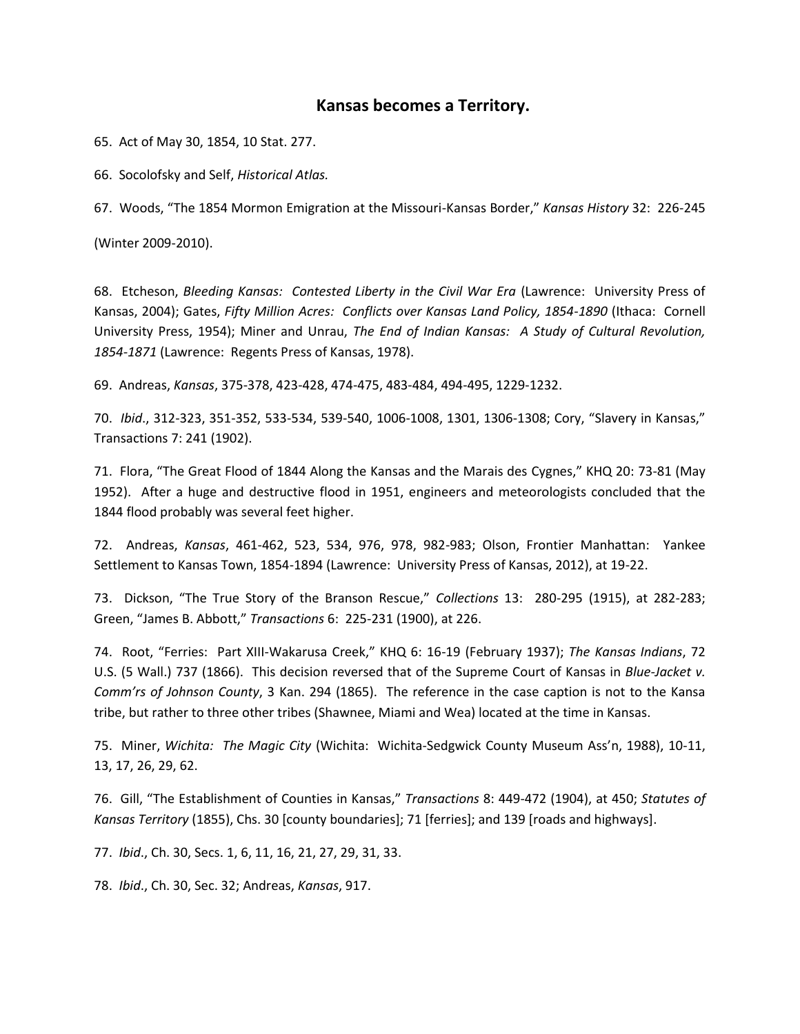## Kansas becomes a Territory.

65. Act of May 30, 1854, 10 Stat. 277.

66. Socolofsky and Self, *Historical Atlas.*

67. Woods, "The 1854 Mormon Emigration at the Missouri-Kansas Border," *Kansas History* 32: 226-245 (Winter 2009-2010).

68. Etcheson, *Bleeding Kansas: Contested Liberty in the Civil War Era* (Lawrence: University Press of Kansas, 2004); Gates, *Fifty Million Acres: Conflicts over Kansas Land Policy, 1854-1890* (Ithaca: Cornell University Press, 1954); Miner and Unrau, *The End of Indian Kansas: A Study of Cultural Revolution, 1854-1871* (Lawrence: Regents Press of Kansas, 1978).

69. Andreas, *Kansas*, 375-378, 423-428, 474-475, 483-484, 494-495, 1229-1232.

70. *Ibid*., 312-323, 351-352, 533-534, 539-540, 1006-1008, 1301, 1306-1308; Cory, "Slavery in Kansas," Transactions 7: 241 (1902).

71. Flora, "The Great Flood of 1844 Along the Kansas and the Marais des Cygnes," KHQ 20: 73-81 (May 1952). After a huge and destructive flood in 1951, engineers and meteorologists concluded that the 1844 flood probably was several feet higher.

72. Andreas, *Kansas*, 461-462, 523, 534, 976, 978, 982-983; Olson, Frontier Manhattan: Yankee Settlement to Kansas Town, 1854-1894 (Lawrence: University Press of Kansas, 2012), at 19-22.

73. Dickson, "The True Story of the Branson Rescue," *Collections* 13: 280-295 (1915), at 282-283; Green, "James B. Abbott," *Transactions* 6: 225-231 (1900), at 226.

74. Root, "Ferries: Part XIII-Wakarusa Creek," KHQ 6: 16-19 (February 1937); *The Kansas Indians*, 72 U.S. (5 Wall.) 737 (1866). This decision reversed that of the Supreme Court of Kansas in *Blue-Jacket v. Comm'rs of Johnson County*, 3 Kan. 294 (1865). The reference in the case caption is not to the Kansa tribe, but rather to three other tribes (Shawnee, Miami and Wea) located at the time in Kansas.

75. Miner, *Wichita: The Magic City* (Wichita: Wichita-Sedgwick County Museum Ass'n, 1988), 10-11, 13, 17, 26, 29, 62.

76. Gill, "The Establishment of Counties in Kansas," *Transactions* 8: 449-472 (1904), at 450; *Statutes of Kansas Territory* (1855), Chs. 30 [county boundaries]; 71 [ferries]; and 139 [roads and highways].

77. *Ibid*., Ch. 30, Secs. 1, 6, 11, 16, 21, 27, 29, 31, 33.

78. *Ibid*., Ch. 30, Sec. 32; Andreas, *Kansas*, 917.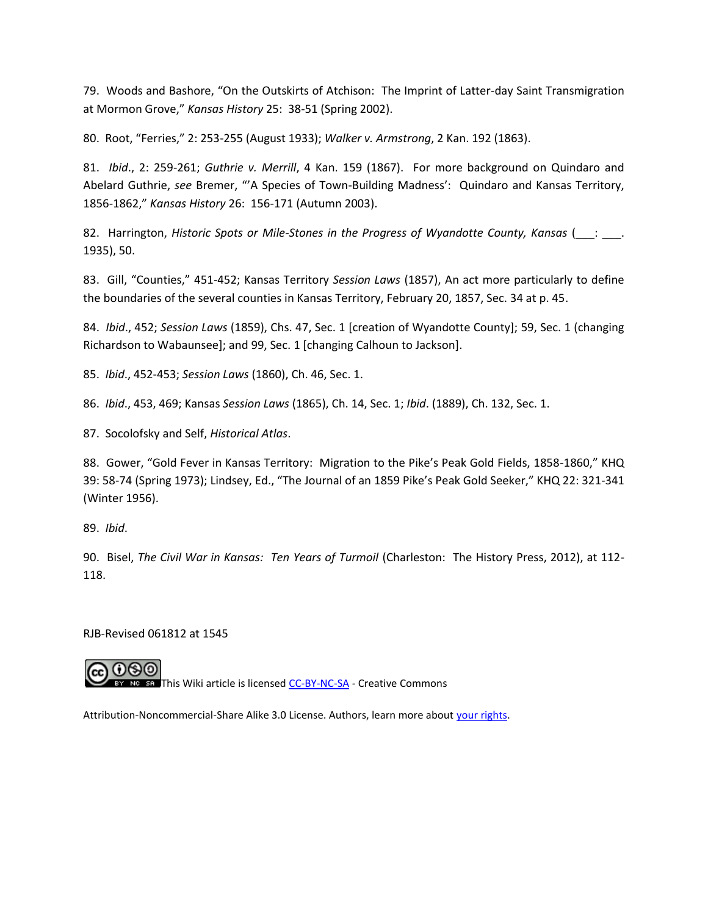79. Woods and Bashore, "On the Outskirts of Atchison: The Imprint of Latter-day Saint Transmigration at Mormon Grove," *Kansas History* 25: 38-51 (Spring 2002).

80. Root, "Ferries," 2: 253-255 (August 1933); *Walker v. Armstrong*, 2 Kan. 192 (1863).

81. *Ibid*., 2: 259-261; *Guthrie v. Merrill*, 4 Kan. 159 (1867). For more background on Quindaro and Abelard Guthrie, *see* Bremer, "'A Species of Town-Building Madness': Quindaro and Kansas Territory, 1856-1862," *Kansas History* 26: 156-171 (Autumn 2003).

82. Harrington, *Historic Spots or Mile-Stones in the Progress of Wyandotte County, Kansas* (___: ___. 1935), 50.

83. Gill, "Counties," 451-452; Kansas Territory *Session Laws* (1857), An act more particularly to define the boundaries of the several counties in Kansas Territory, February 20, 1857, Sec. 34 at p. 45.

84. *Ibid*., 452; *Session Laws* (1859), Chs. 47, Sec. 1 [creation of Wyandotte County]; 59, Sec. 1 (changing Richardson to Wabaunsee]; and 99, Sec. 1 [changing Calhoun to Jackson].

85. *Ibid*., 452-453; *Session Laws* (1860), Ch. 46, Sec. 1.

86. *Ibid*., 453, 469; Kansas *Session Laws* (1865), Ch. 14, Sec. 1; *Ibid*. (1889), Ch. 132, Sec. 1.

87. Socolofsky and Self, *Historical Atlas*.

88. Gower, "Gold Fever in Kansas Territory: Migration to the Pike's Peak Gold Fields, 1858-1860," KHQ 39: 58-74 (Spring 1973); Lindsey, Ed., "The Journal of an 1859 Pike's Peak Gold Seeker," KHQ 22: 321-341 (Winter 1956).

89. *Ibid*.

90. Bisel, *The Civil War in Kansas: Ten Years of Turmoil* (Charleston: The History Press, 2012), at 112-118.

RJB-Revised 061812 at 1545

This Wiki article is licensed CC-BY-NC-SA - Creative Commons

Attribution-Noncommercial-Share Alike 3.0 License. Authors, learn more about your rights.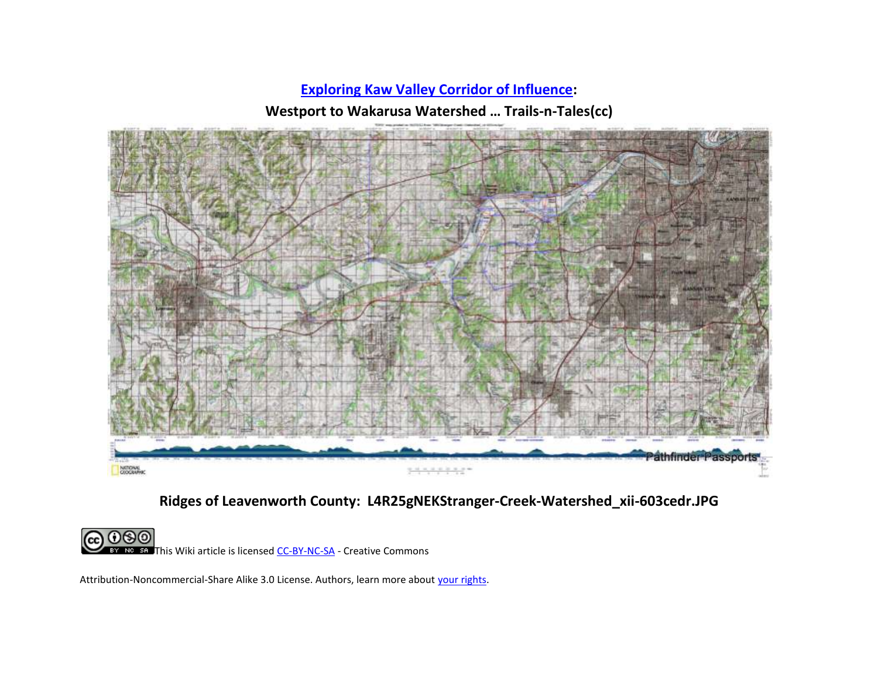**[Exploring Kaw Valley Corridor of Influence](#):**

**Westport to Wakarusa Watershed … Trails-n-Tales(cc)**

**Ridges of Leavenworth County: L4R25gNEKStranger-Creek-Watershed_xii-603cedr.JPG**

This Wiki article is licensed [CC-BY-NC-SA](#) - Creative Commons

Attribution-Noncommercial-Share Alike 3.0 License. Authors, learn more about [your rights](#).